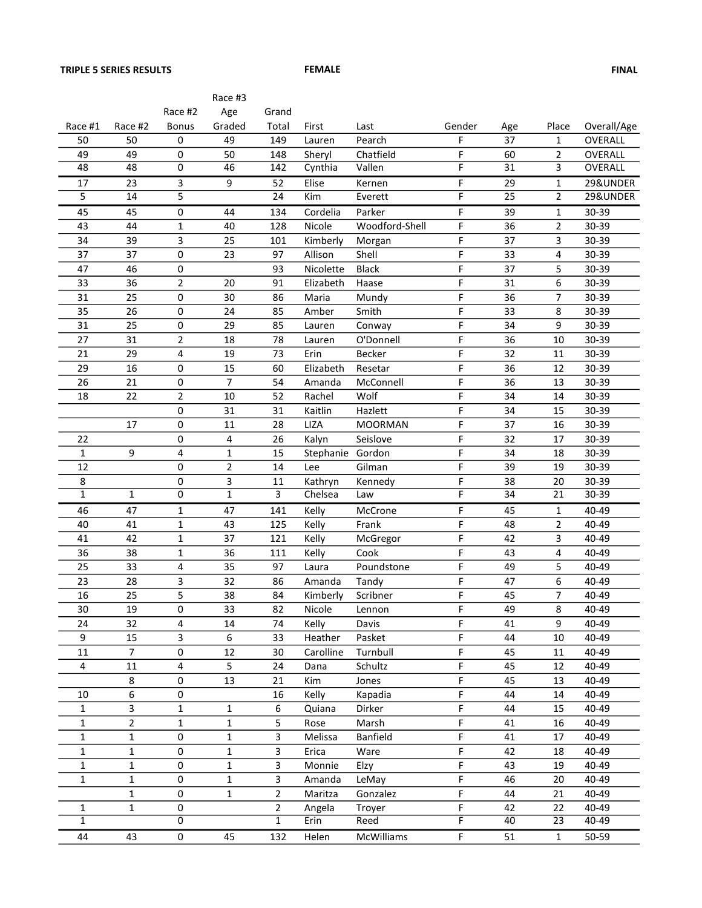**TRIPLE 5 SERIES RESULTS** **FEMALE** **FINAL**

| Race #1 | Race #2 | Race #2 Bonus | Race #3 Age Graded | Grand Total | First | Last | Gender | Age | Place | Overall/Age |
|---|---|---|---|---|---|---|---|---|---|---|
| 50 | 50 | 0 | 49 | 149 | Lauren | Pearch | F | 37 | 1 | OVERALL |
| 49 | 49 | 0 | 50 | 148 | Sheryl | Chatfield | F | 60 | 2 | OVERALL |
| 48 | 48 | 0 | 46 | 142 | Cynthia | Vallen | F | 31 | 3 | OVERALL |
| 17 | 23 | 3 | 9 | 52 | Elise | Kernen | F | 29 | 1 | 29&UNDER |
| 5 | 14 | 5 | | 24 | Kim | Everett | F | 25 | 2 | 29&UNDER |
| 45 | 45 | 0 | 44 | 134 | Cordelia | Parker | F | 39 | 1 | 30-39 |
| 43 | 44 | 1 | 40 | 128 | Nicole | Woodford-Shell | F | 36 | 2 | 30-39 |
| 34 | 39 | 3 | 25 | 101 | Kimberly | Morgan | F | 37 | 3 | 30-39 |
| 37 | 37 | 0 | 23 | 97 | Allison | Shell | F | 33 | 4 | 30-39 |
| 47 | 46 | 0 | | 93 | Nicolette | Black | F | 37 | 5 | 30-39 |
| 33 | 36 | 2 | 20 | 91 | Elizabeth | Haase | F | 31 | 6 | 30-39 |
| 31 | 25 | 0 | 30 | 86 | Maria | Mundy | F | 36 | 7 | 30-39 |
| 35 | 26 | 0 | 24 | 85 | Amber | Smith | F | 33 | 8 | 30-39 |
| 31 | 25 | 0 | 29 | 85 | Lauren | Conway | F | 34 | 9 | 30-39 |
| 27 | 31 | 2 | 18 | 78 | Lauren | O'Donnell | F | 36 | 10 | 30-39 |
| 21 | 29 | 4 | 19 | 73 | Erin | Becker | F | 32 | 11 | 30-39 |
| 29 | 16 | 0 | 15 | 60 | Elizabeth | Resetar | F | 36 | 12 | 30-39 |
| 26 | 21 | 0 | 7 | 54 | Amanda | McConnell | F | 36 | 13 | 30-39 |
| 18 | 22 | 2 | 10 | 52 | Rachel | Wolf | F | 34 | 14 | 30-39 |
| | | 0 | 31 | 31 | Kaitlin | Hazlett | F | 34 | 15 | 30-39 |
| | 17 | 0 | 11 | 28 | LIZA | MOORMAN | F | 37 | 16 | 30-39 |
| 22 | | 0 | 4 | 26 | Kalyn | Seislove | F | 32 | 17 | 30-39 |
| 1 | 9 | 4 | 1 | 15 | Stephanie | Gordon | F | 34 | 18 | 30-39 |
| 12 | | 0 | 2 | 14 | Lee | Gilman | F | 39 | 19 | 30-39 |
| 8 | | 0 | 3 | 11 | Kathryn | Kennedy | F | 38 | 20 | 30-39 |
| 1 | 1 | 0 | 1 | 3 | Chelsea | Law | F | 34 | 21 | 30-39 |
| 46 | 47 | 1 | 47 | 141 | Kelly | McCrone | F | 45 | 1 | 40-49 |
| 40 | 41 | 1 | 43 | 125 | Kelly | Frank | F | 48 | 2 | 40-49 |
| 41 | 42 | 1 | 37 | 121 | Kelly | McGregor | F | 42 | 3 | 40-49 |
| 36 | 38 | 1 | 36 | 111 | Kelly | Cook | F | 43 | 4 | 40-49 |
| 25 | 33 | 4 | 35 | 97 | Laura | Poundstone | F | 49 | 5 | 40-49 |
| 23 | 28 | 3 | 32 | 86 | Amanda | Tandy | F | 47 | 6 | 40-49 |
| 16 | 25 | 5 | 38 | 84 | Kimberly | Scribner | F | 45 | 7 | 40-49 |
| 30 | 19 | 0 | 33 | 82 | Nicole | Lennon | F | 49 | 8 | 40-49 |
| 24 | 32 | 4 | 14 | 74 | Kelly | Davis | F | 41 | 9 | 40-49 |
| 9 | 15 | 3 | 6 | 33 | Heather | Pasket | F | 44 | 10 | 40-49 |
| 11 | 7 | 0 | 12 | 30 | Carolline | Turnbull | F | 45 | 11 | 40-49 |
| 4 | 11 | 4 | 5 | 24 | Dana | Schultz | F | 45 | 12 | 40-49 |
| | 8 | 0 | 13 | 21 | Kim | Jones | F | 45 | 13 | 40-49 |
| 10 | 6 | 0 | | 16 | Kelly | Kapadia | F | 44 | 14 | 40-49 |
| 1 | 3 | 1 | 1 | 6 | Quiana | Dirker | F | 44 | 15 | 40-49 |
| 1 | 2 | 1 | 1 | 5 | Rose | Marsh | F | 41 | 16 | 40-49 |
| 1 | 1 | 0 | 1 | 3 | Melissa | Banfield | F | 41 | 17 | 40-49 |
| 1 | 1 | 0 | 1 | 3 | Erica | Ware | F | 42 | 18 | 40-49 |
| 1 | 1 | 0 | 1 | 3 | Monnie | Elzy | F | 43 | 19 | 40-49 |
| 1 | 1 | 0 | 1 | 3 | Amanda | LeMay | F | 46 | 20 | 40-49 |
| | 1 | 0 | 1 | 2 | Maritza | Gonzalez | F | 44 | 21 | 40-49 |
| 1 | 1 | 0 | | 2 | Angela | Troyer | F | 42 | 22 | 40-49 |
| 1 | | 0 | | 1 | Erin | Reed | F | 40 | 23 | 40-49 |
| 44 | 43 | 0 | 45 | 132 | Helen | McWilliams | F | 51 | 1 | 50-59 |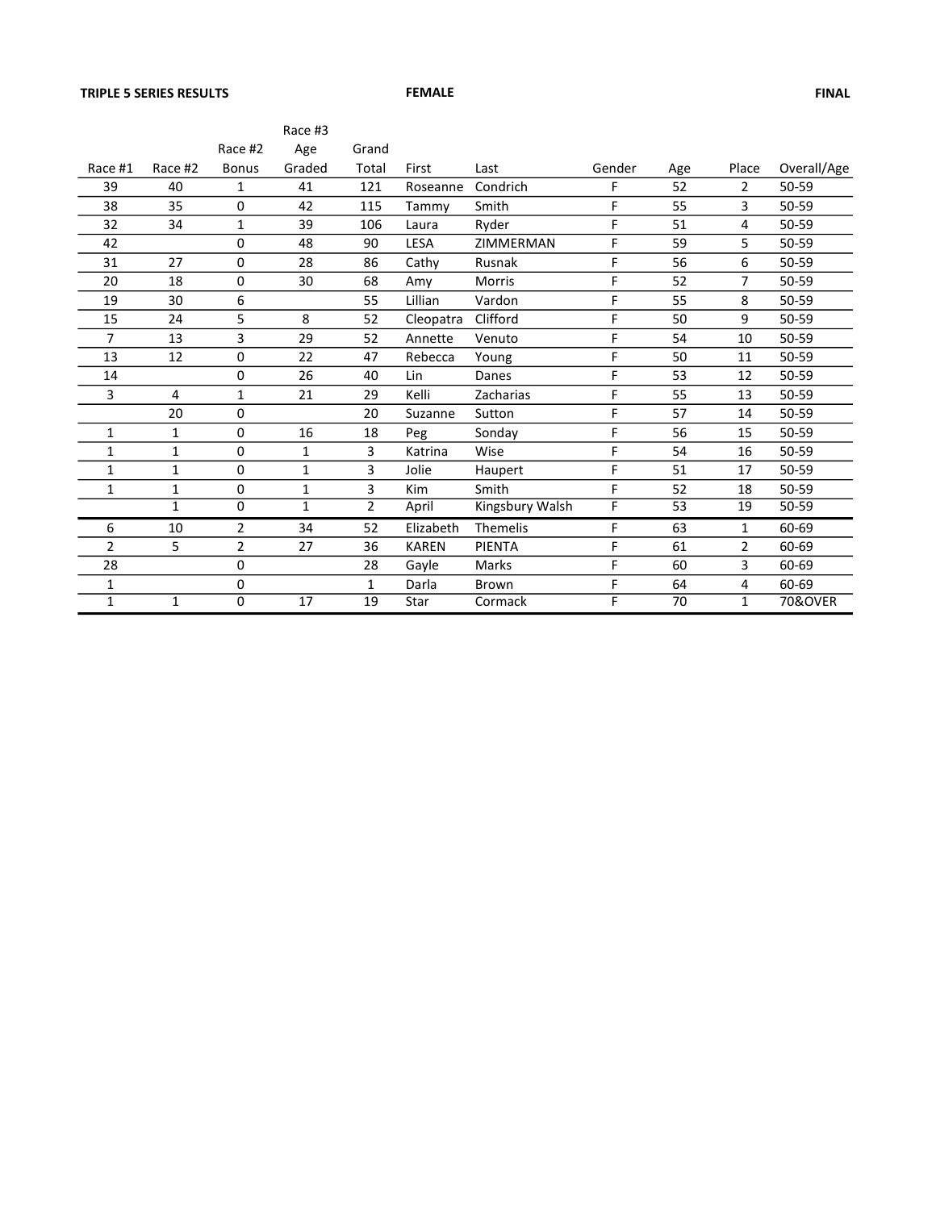**TRIPLE 5 SERIES RESULTS** **FEMALE** **FINAL**

| Race #1 | Race #2 | Race #2 Bonus | Race #3 Age Graded | Grand Total | First | Last | Gender | Age | Place | Overall/Age |
|---|---|---|---|---|---|---|---|---|---|---|
| 39 | 40 | 1 | 41 | 121 | Roseanne | Condrich | F | 52 | 2 | 50-59 |
| 38 | 35 | 0 | 42 | 115 | Tammy | Smith | F | 55 | 3 | 50-59 |
| 32 | 34 | 1 | 39 | 106 | Laura | Ryder | F | 51 | 4 | 50-59 |
| 42 | | 0 | 48 | 90 | LESA | ZIMMERMAN | F | 59 | 5 | 50-59 |
| 31 | 27 | 0 | 28 | 86 | Cathy | Rusnak | F | 56 | 6 | 50-59 |
| 20 | 18 | 0 | 30 | 68 | Amy | Morris | F | 52 | 7 | 50-59 |
| 19 | 30 | 6 | | 55 | Lillian | Vardon | F | 55 | 8 | 50-59 |
| 15 | 24 | 5 | 8 | 52 | Cleopatra | Clifford | F | 50 | 9 | 50-59 |
| 7 | 13 | 3 | 29 | 52 | Annette | Venuto | F | 54 | 10 | 50-59 |
| 13 | 12 | 0 | 22 | 47 | Rebecca | Young | F | 50 | 11 | 50-59 |
| 14 | | 0 | 26 | 40 | Lin | Danes | F | 53 | 12 | 50-59 |
| 3 | 4 | 1 | 21 | 29 | Kelli | Zacharias | F | 55 | 13 | 50-59 |
| | 20 | 0 | | 20 | Suzanne | Sutton | F | 57 | 14 | 50-59 |
| 1 | 1 | 0 | 16 | 18 | Peg | Sonday | F | 56 | 15 | 50-59 |
| 1 | 1 | 0 | 1 | 3 | Katrina | Wise | F | 54 | 16 | 50-59 |
| 1 | 1 | 0 | 1 | 3 | Jolie | Haupert | F | 51 | 17 | 50-59 |
| 1 | 1 | 0 | 1 | 3 | Kim | Smith | F | 52 | 18 | 50-59 |
| | 1 | 0 | 1 | 2 | April | Kingsbury Walsh | F | 53 | 19 | 50-59 |
| 6 | 10 | 2 | 34 | 52 | Elizabeth | Themelis | F | 63 | 1 | 60-69 |
| 2 | 5 | 2 | 27 | 36 | KAREN | PIENTA | F | 61 | 2 | 60-69 |
| 28 | | 0 | | 28 | Gayle | Marks | F | 60 | 3 | 60-69 |
| 1 | | 0 | | 1 | Darla | Brown | F | 64 | 4 | 60-69 |
| 1 | 1 | 0 | 17 | 19 | Star | Cormack | F | 70 | 1 | 70&OVER |